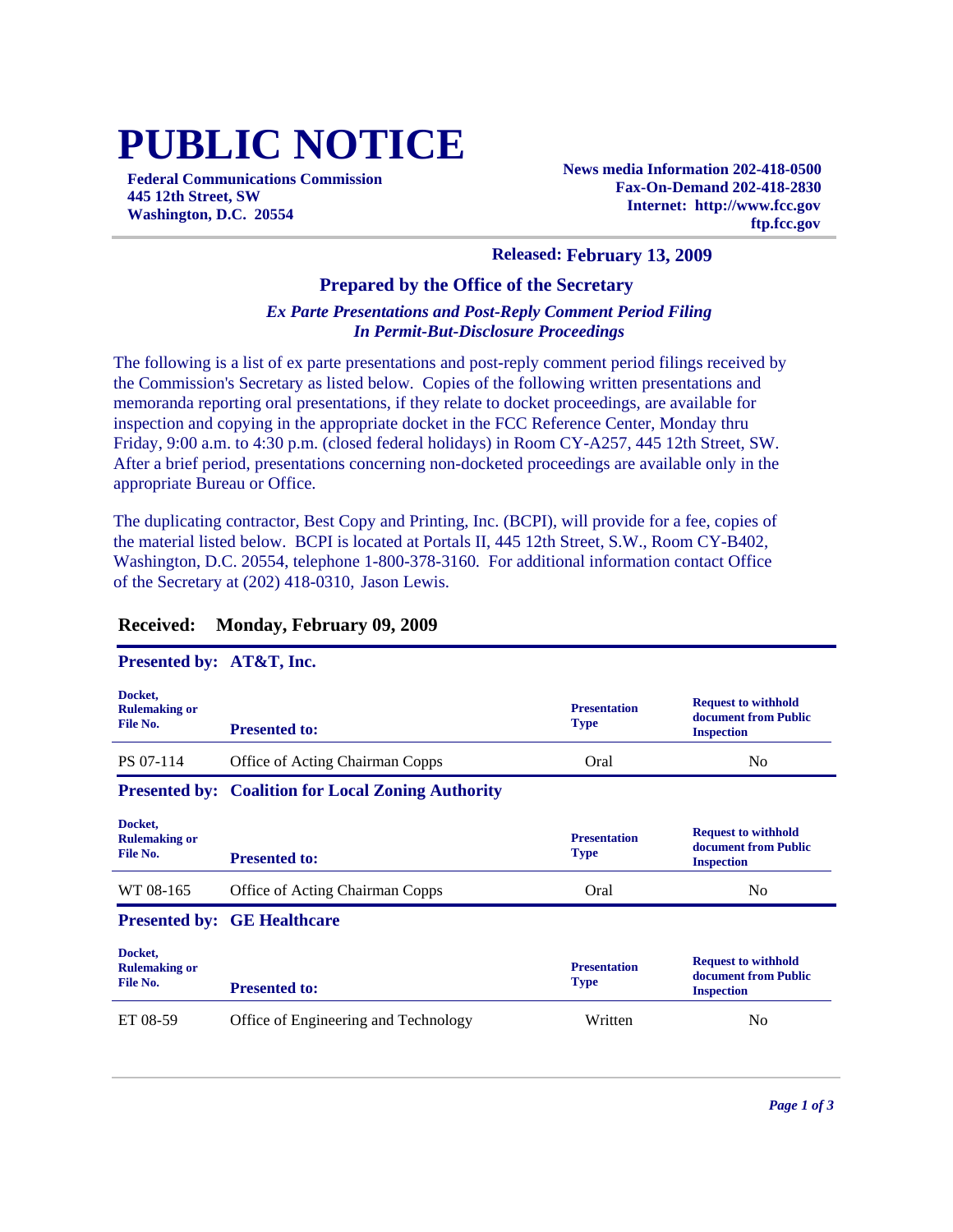# PUBLIC NOTICE

**Federal Communications Commission**
**445 12th Street, SW**
**Washington, D.C. 20554**

**News media Information 202-418-0500**
**Fax-On-Demand 202-418-2830**
**Internet: http://www.fcc.gov**
**ftp.fcc.gov**

**Released: February 13, 2009**

### Prepared by the Office of the Secretary

***Ex Parte Presentations and Post-Reply Comment Period Filing In Permit-But-Disclosure Proceedings***

The following is a list of ex parte presentations and post-reply comment period filings received by the Commission's Secretary as listed below. Copies of the following written presentations and memoranda reporting oral presentations, if they relate to docket proceedings, are available for inspection and copying in the appropriate docket in the FCC Reference Center, Monday thru Friday, 9:00 a.m. to 4:30 p.m. (closed federal holidays) in Room CY-A257, 445 12th Street, SW. After a brief period, presentations concerning non-docketed proceedings are available only in the appropriate Bureau or Office.

The duplicating contractor, Best Copy and Printing, Inc. (BCPI), will provide for a fee, copies of the material listed below. BCPI is located at Portals II, 445 12th Street, S.W., Room CY-B402, Washington, D.C. 20554, telephone 1-800-378-3160. For additional information contact Office of the Secretary at (202) 418-0310, Jason Lewis.

## Received: Monday, February 09, 2009

**Presented by: AT&T, Inc.**

| Docket, Rulemaking or File No. | Presented to: | Presentation Type | Request to withhold document from Public Inspection |
|---|---|---|---|
| PS 07-114 | Office of Acting Chairman Copps | Oral | No |

**Presented by: Coalition for Local Zoning Authority**

| Docket, Rulemaking or File No. | Presented to: | Presentation Type | Request to withhold document from Public Inspection |
|---|---|---|---|
| WT 08-165 | Office of Acting Chairman Copps | Oral | No |

**Presented by: GE Healthcare**

| Docket, Rulemaking or File No. | Presented to: | Presentation Type | Request to withhold document from Public Inspection |
|---|---|---|---|
| ET 08-59 | Office of Engineering and Technology | Written | No |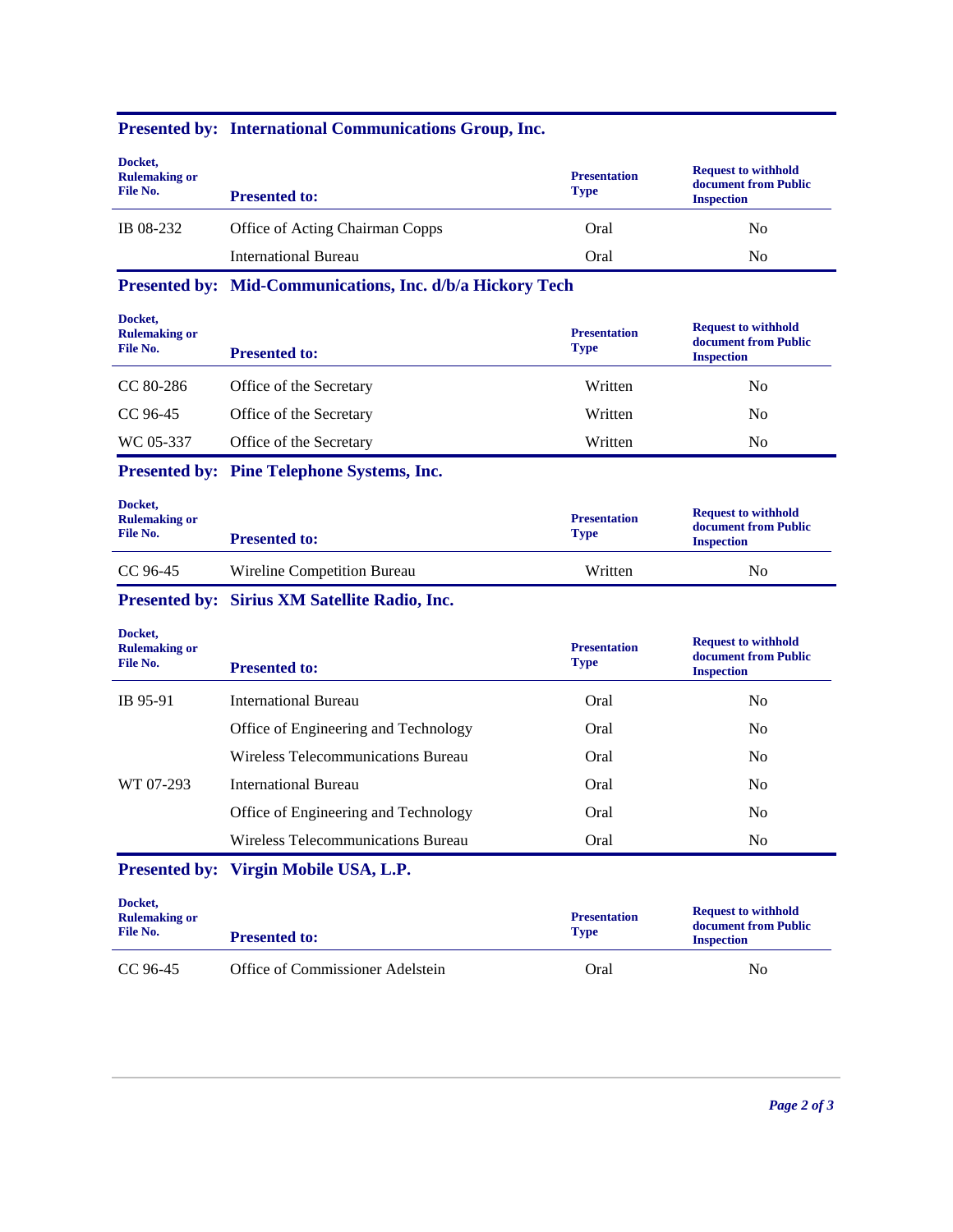**Presented by: International Communications Group, Inc.**

| Docket, Rulemaking or File No. | Presented to: | Presentation Type | Request to withhold document from Public Inspection |
|---|---|---|---|
| IB 08-232 | Office of Acting Chairman Copps | Oral | No |
| | International Bureau | Oral | No |

**Presented by: Mid-Communications, Inc. d/b/a Hickory Tech**

| Docket, Rulemaking or File No. | Presented to: | Presentation Type | Request to withhold document from Public Inspection |
|---|---|---|---|
| CC 80-286 | Office of the Secretary | Written | No |
| CC 96-45 | Office of the Secretary | Written | No |
| WC 05-337 | Office of the Secretary | Written | No |

**Presented by: Pine Telephone Systems, Inc.**

| Docket, Rulemaking or File No. | Presented to: | Presentation Type | Request to withhold document from Public Inspection |
|---|---|---|---|
| CC 96-45 | Wireline Competition Bureau | Written | No |

**Presented by: Sirius XM Satellite Radio, Inc.**

| Docket, Rulemaking or File No. | Presented to: | Presentation Type | Request to withhold document from Public Inspection |
|---|---|---|---|
| IB 95-91 | International Bureau | Oral | No |
| | Office of Engineering and Technology | Oral | No |
| | Wireless Telecommunications Bureau | Oral | No |
| WT 07-293 | International Bureau | Oral | No |
| | Office of Engineering and Technology | Oral | No |
| | Wireless Telecommunications Bureau | Oral | No |

**Presented by: Virgin Mobile USA, L.P.**

| Docket, Rulemaking or File No. | Presented to: | Presentation Type | Request to withhold document from Public Inspection |
|---|---|---|---|
| CC 96-45 | Office of Commissioner Adelstein | Oral | No |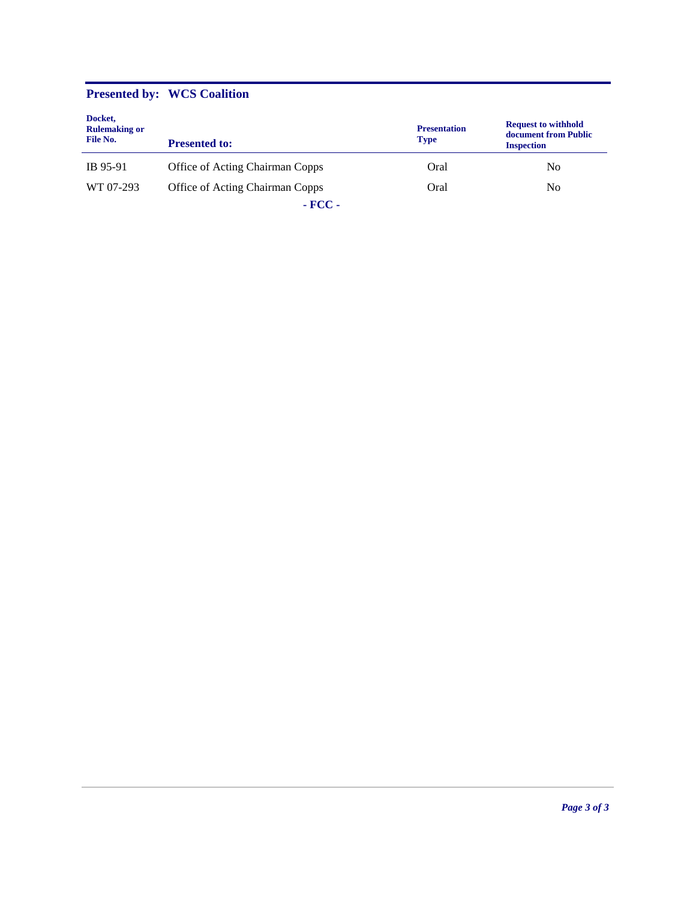## Presented by: WCS Coalition

| Docket, Rulemaking or File No. | Presented to: | Presentation Type | Request to withhold document from Public Inspection |
|---|---|---|---|
| IB 95-91 | Office of Acting Chairman Copps | Oral | No |
| WT 07-293 | Office of Acting Chairman Copps | Oral | No |

**- FCC -**